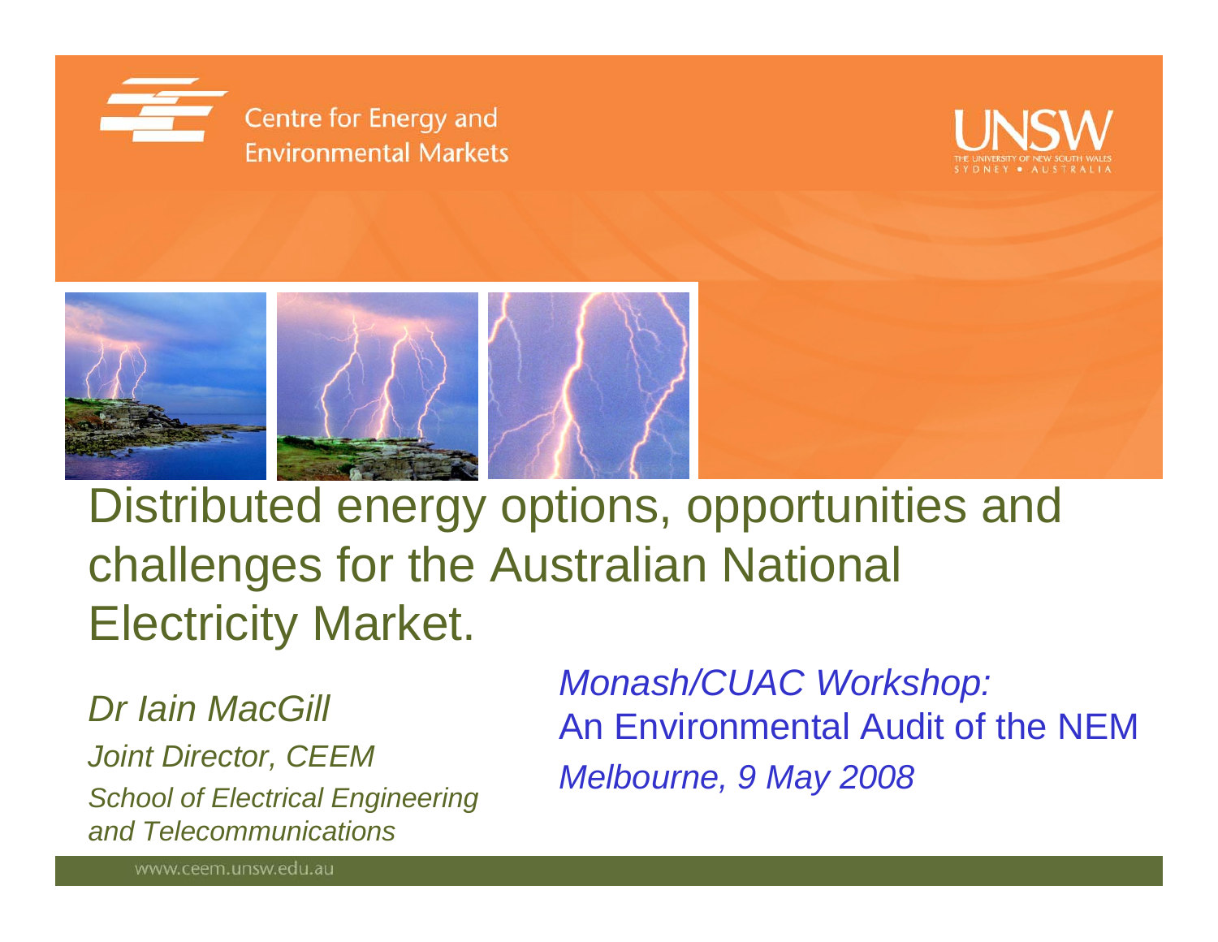Centre for Energy and Environmental Markets

UNSW THE UNIVERSITY OF NEW SOUTH WALES SYDNEY • AUSTRALIA

# Distributed energy options, opportunities and challenges for the Australian National Electricity Market.

*Dr Iain MacGill*

*Joint Director, CEEM*

*School of Electrical Engineering and Telecommunications*

*Monash/CUAC Workshop:*

An Environmental Audit of the NEM

*Melbourne, 9 May 2008*

www.ceem.unsw.edu.au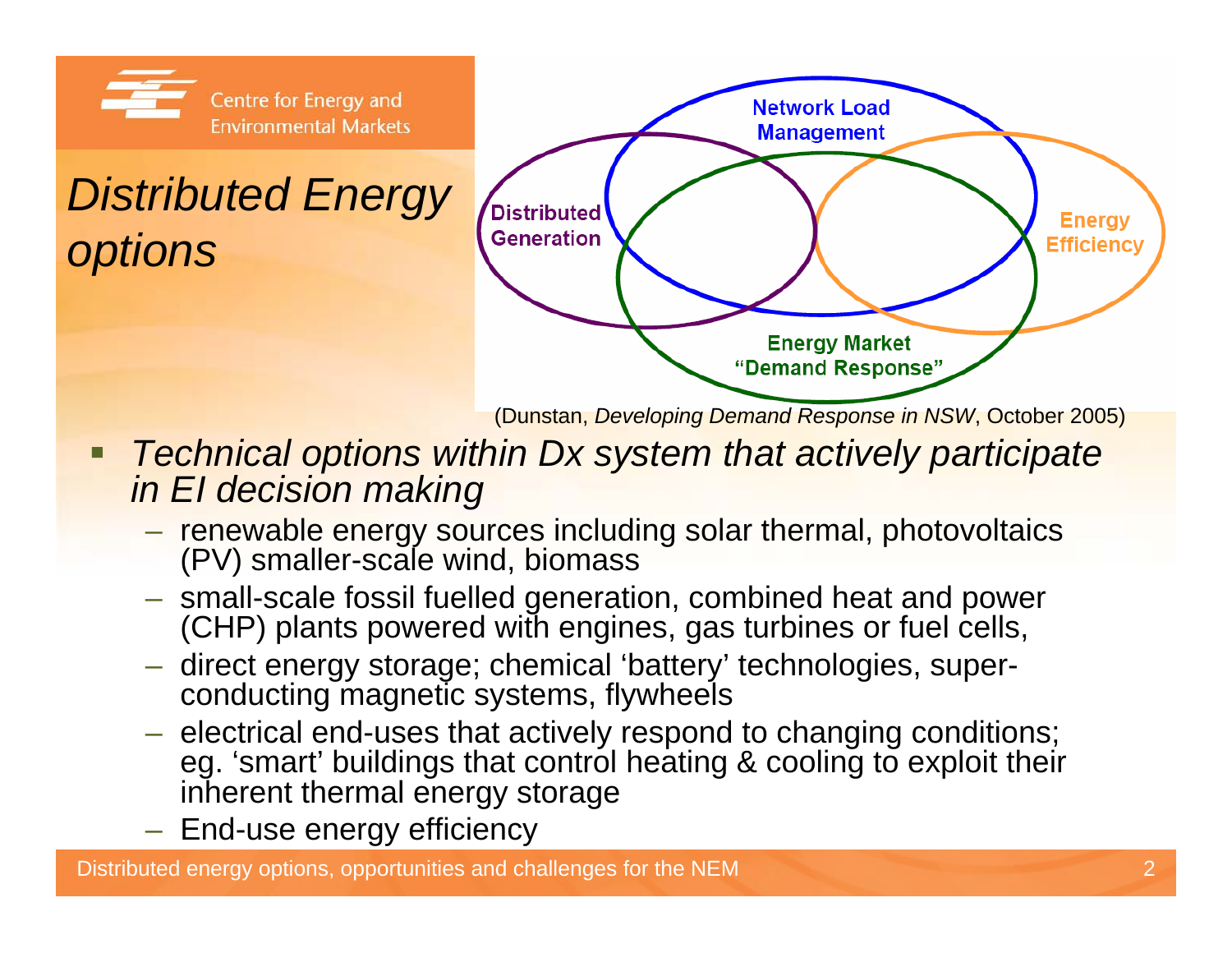Centre for Energy and Environmental Markets

# *Distributed Energy options*

Network Load Management

Distributed Generation

Energy Efficiency

Energy Market "Demand Response"

(Dunstan, *Developing Demand Response in NSW*, October 2005)

- *Technical options within Dx system that actively participate in EI decision making*
  - renewable energy sources including solar thermal, photovoltaics (PV) smaller-scale wind, biomass
  - small-scale fossil fuelled generation, combined heat and power (CHP) plants powered with engines, gas turbines or fuel cells,
  - direct energy storage; chemical 'battery' technologies, super-conducting magnetic systems, flywheels
  - electrical end-uses that actively respond to changing conditions; eg. 'smart' buildings that control heating & cooling to exploit their inherent thermal energy storage
  - End-use energy efficiency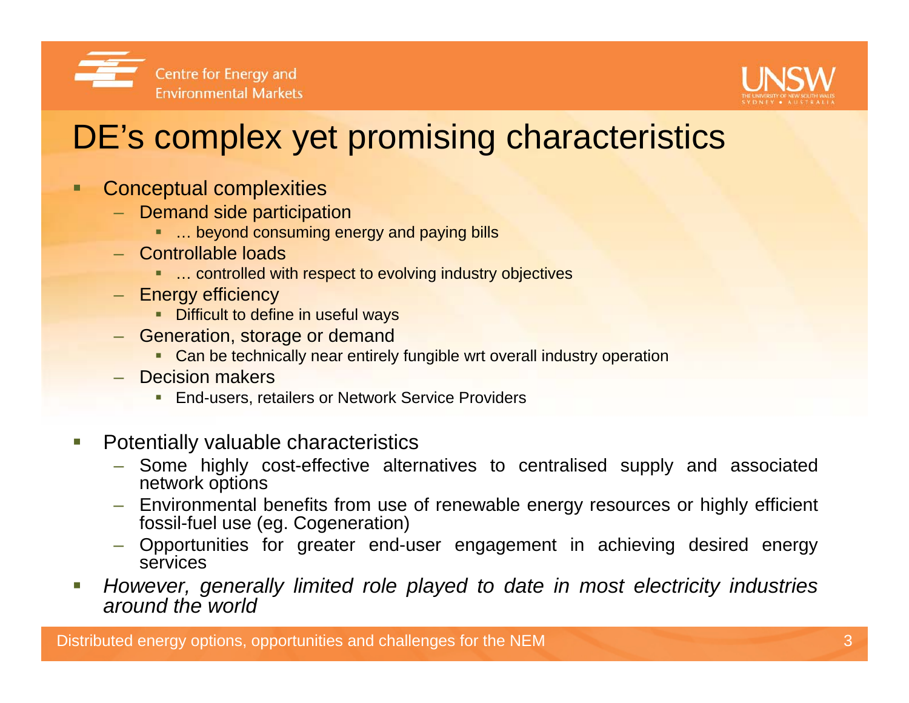# DE's complex yet promising characteristics

- Conceptual complexities
  - Demand side participation
    - … beyond consuming energy and paying bills
  - Controllable loads
    - … controlled with respect to evolving industry objectives
  - Energy efficiency
    - Difficult to define in useful ways
  - Generation, storage or demand
    - Can be technically near entirely fungible wrt overall industry operation
  - Decision makers
    - End-users, retailers or Network Service Providers
- Potentially valuable characteristics
  - Some highly cost-effective alternatives to centralised supply and associated network options
  - Environmental benefits from use of renewable energy resources or highly efficient fossil-fuel use (eg. Cogeneration)
  - Opportunities for greater end-user engagement in achieving desired energy services
- *However, generally limited role played to date in most electricity industries around the world*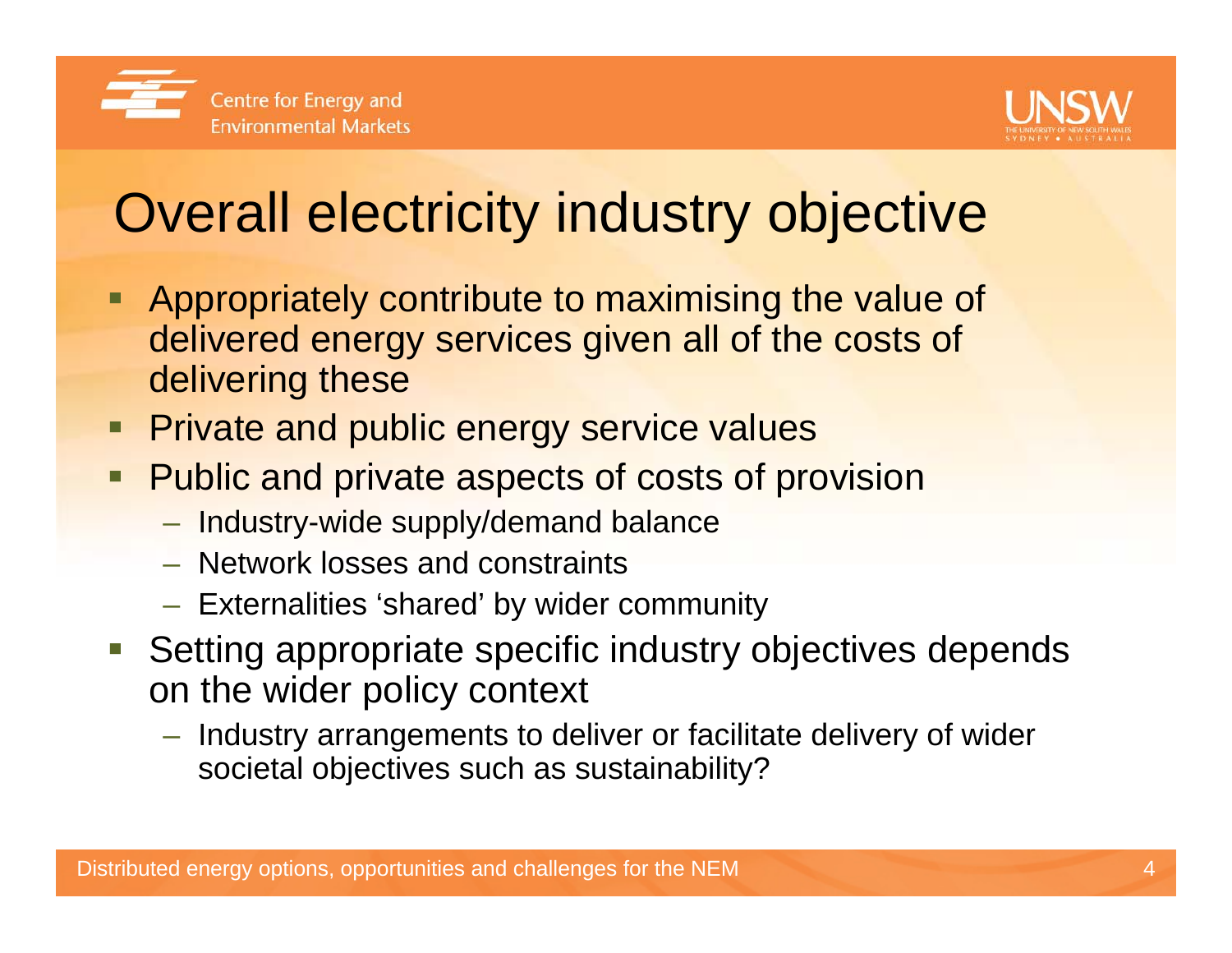# Overall electricity industry objective

- Appropriately contribute to maximising the value of delivered energy services given all of the costs of delivering these
- Private and public energy service values
- Public and private aspects of costs of provision
  - Industry-wide supply/demand balance
  - Network losses and constraints
  - Externalities 'shared' by wider community
- Setting appropriate specific industry objectives depends on the wider policy context
  - Industry arrangements to deliver or facilitate delivery of wider societal objectives such as sustainability?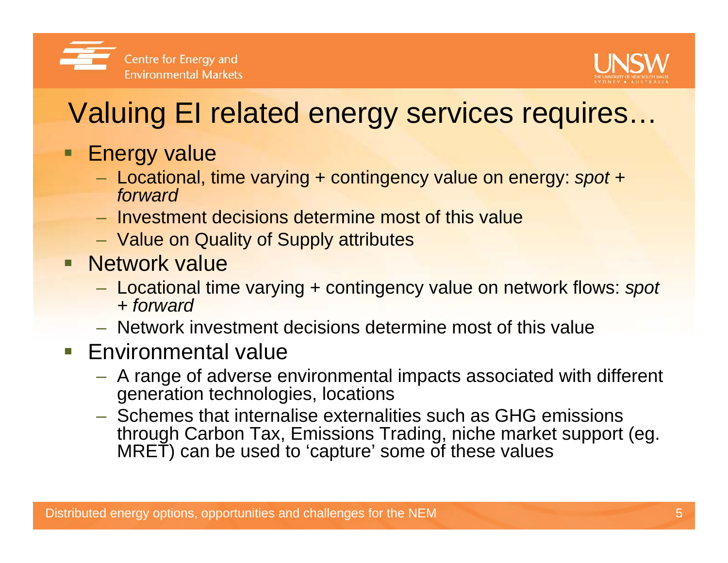# Valuing EI related energy services requires…

- Energy value
  - Locational, time varying + contingency value on energy: *spot + forward*
  - Investment decisions determine most of this value
  - Value on Quality of Supply attributes
- Network value
  - Locational time varying + contingency value on network flows: *spot + forward*
  - Network investment decisions determine most of this value
- Environmental value
  - A range of adverse environmental impacts associated with different generation technologies, locations
  - Schemes that internalise externalities such as GHG emissions through Carbon Tax, Emissions Trading, niche market support (eg. MRET) can be used to 'capture' some of these values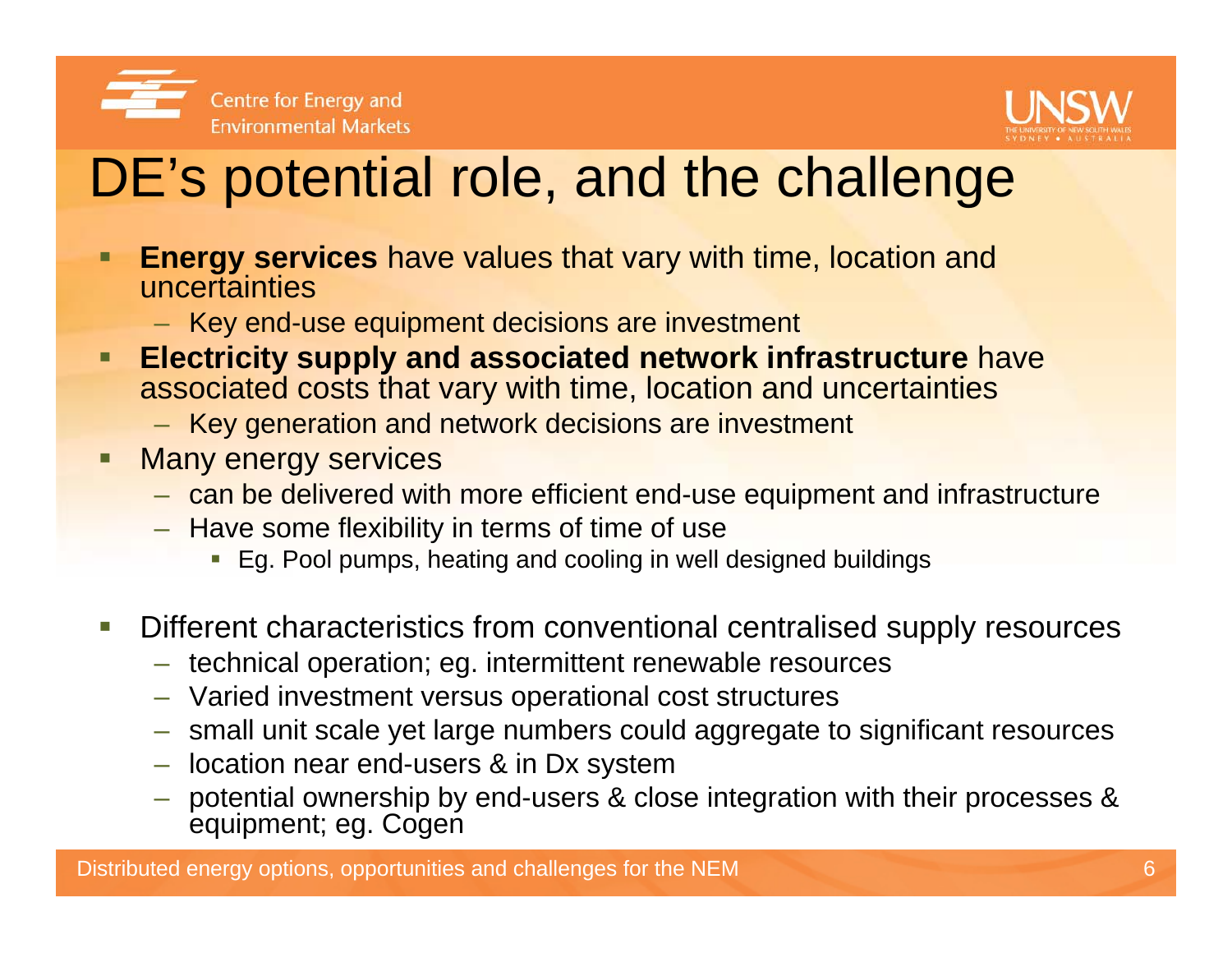# DE's potential role, and the challenge

- **Energy services** have values that vary with time, location and uncertainties
  - Key end-use equipment decisions are investment
- **Electricity supply and associated network infrastructure** have associated costs that vary with time, location and uncertainties
  - Key generation and network decisions are investment
- Many energy services
  - can be delivered with more efficient end-use equipment and infrastructure
  - Have some flexibility in terms of time of use
    - Eg. Pool pumps, heating and cooling in well designed buildings
- Different characteristics from conventional centralised supply resources
  - technical operation; eg. intermittent renewable resources
  - Varied investment versus operational cost structures
  - small unit scale yet large numbers could aggregate to significant resources
  - location near end-users & in Dx system
  - potential ownership by end-users & close integration with their processes & equipment; eg. Cogen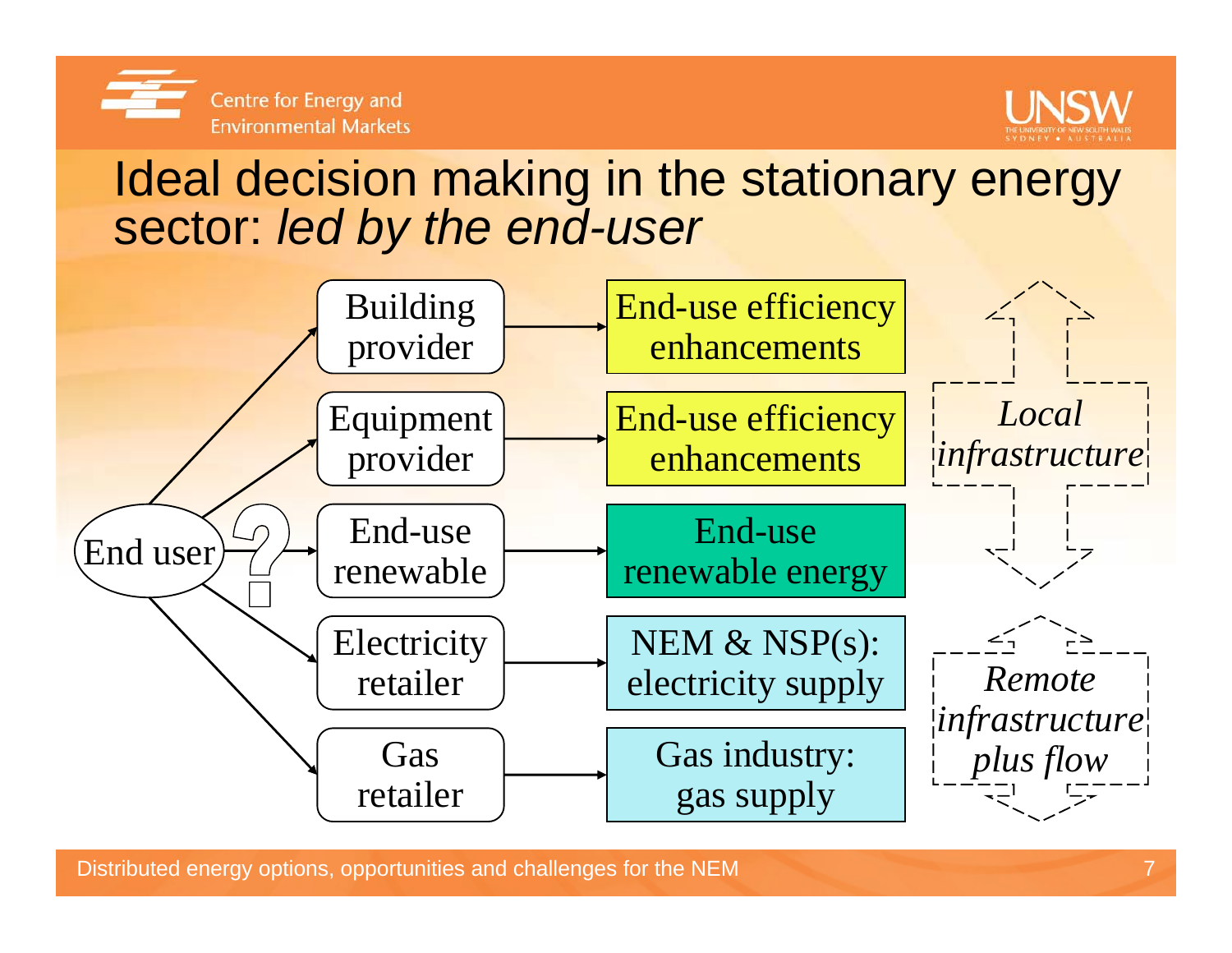# Ideal decision making in the stationary energy sector: *led by the end-user*

End user ?

| Provider | Outcome |
| --- | --- |
| Building provider | End-use efficiency enhancements |
| Equipment provider | End-use efficiency enhancements |
| End-use renewable | End-use renewable energy |
| Electricity retailer | NEM & NSP(s): electricity supply |
| Gas retailer | Gas industry: gas supply |

*Local infrastructure*

*Remote infrastructure plus flow*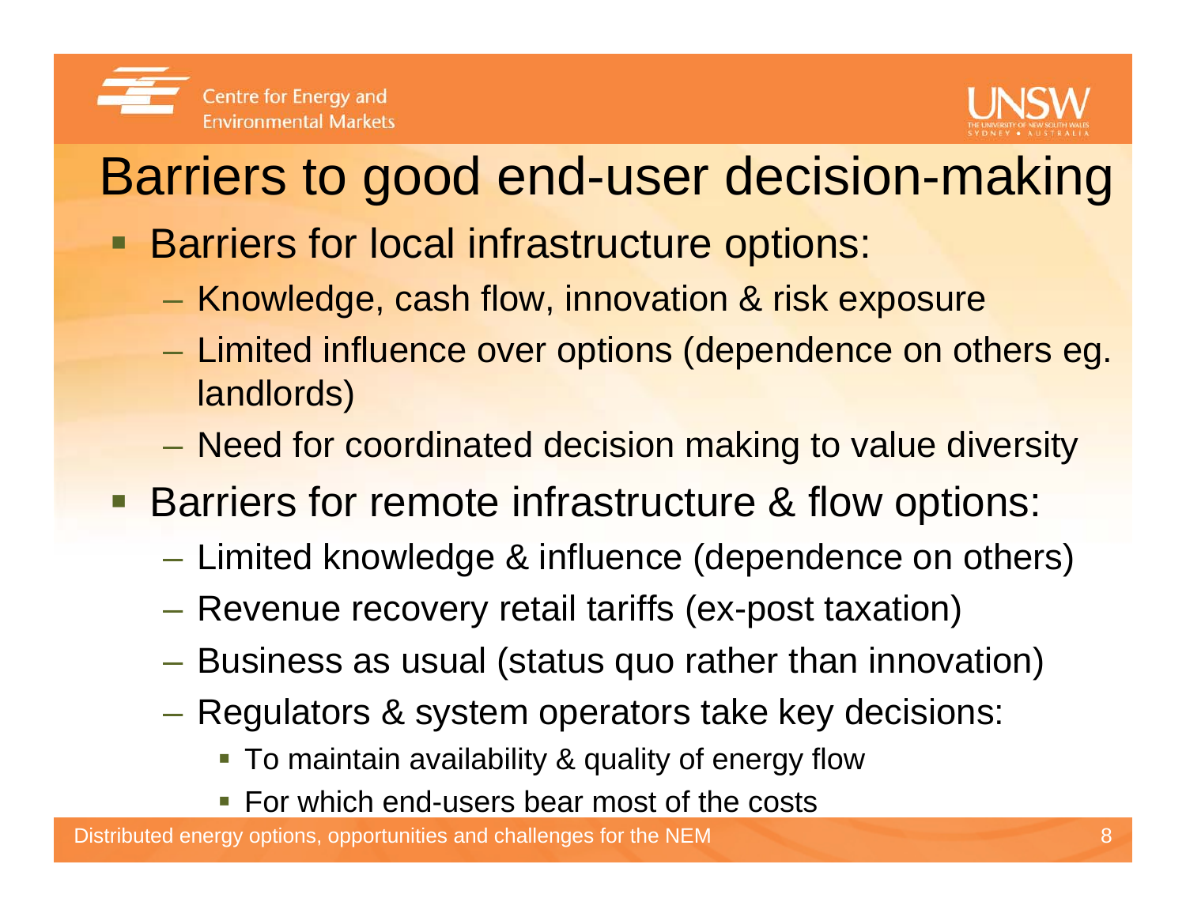# Barriers to good end-user decision-making

- Barriers for local infrastructure options:
  - Knowledge, cash flow, innovation & risk exposure
  - Limited influence over options (dependence on others eg. landlords)
  - Need for coordinated decision making to value diversity
- Barriers for remote infrastructure & flow options:
  - Limited knowledge & influence (dependence on others)
  - Revenue recovery retail tariffs (ex-post taxation)
  - Business as usual (status quo rather than innovation)
  - Regulators & system operators take key decisions:
    - To maintain availability & quality of energy flow
    - For which end-users bear most of the costs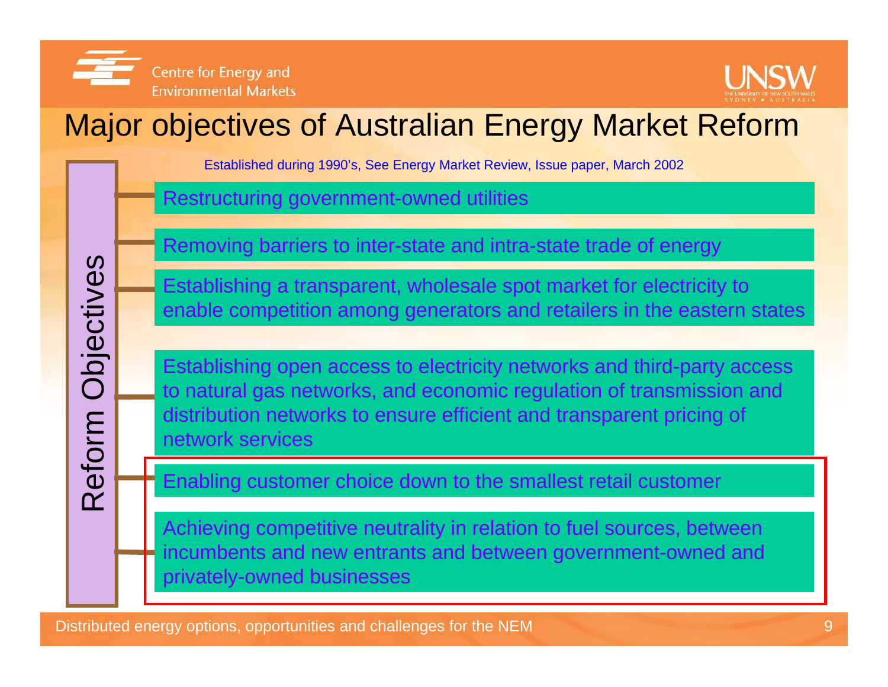# Major objectives of Australian Energy Market Reform

Established during 1990's, See Energy Market Review, Issue paper, March 2002

**Reform Objectives**

- Restructuring government-owned utilities
- Removing barriers to inter-state and intra-state trade of energy
- Establishing a transparent, wholesale spot market for electricity to enable competition among generators and retailers in the eastern states
- Establishing open access to electricity networks and third-party access to natural gas networks, and economic regulation of transmission and distribution networks to ensure efficient and transparent pricing of network services
- Enabling customer choice down to the smallest retail customer
- Achieving competitive neutrality in relation to fuel sources, between incumbents and new entrants and between government-owned and privately-owned businesses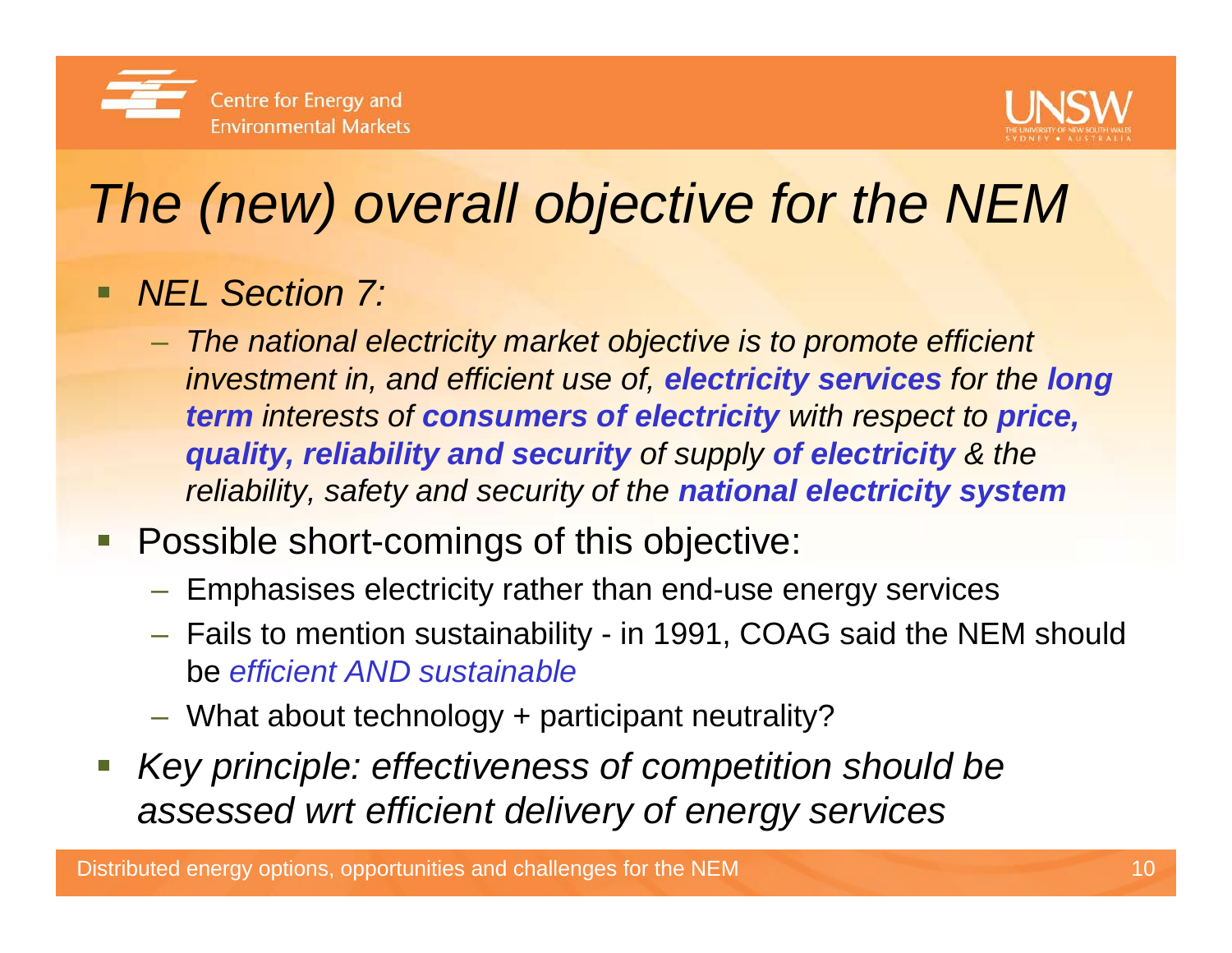# *The (new) overall objective for the NEM*

- *NEL Section 7:*
  - *The national electricity market objective is to promote efficient investment in, and efficient use of,* ***electricity services*** *for the* ***long term*** *interests of* ***consumers of electricity*** *with respect to* ***price, quality, reliability and security*** *of supply* ***of electricity*** *& the reliability, safety and security of the* ***national electricity system***
- Possible short-comings of this objective:
  - Emphasises electricity rather than end-use energy services
  - Fails to mention sustainability - in 1991, COAG said the NEM should be *efficient AND sustainable*
  - What about technology + participant neutrality?
- *Key principle: effectiveness of competition should be assessed wrt efficient delivery of energy services*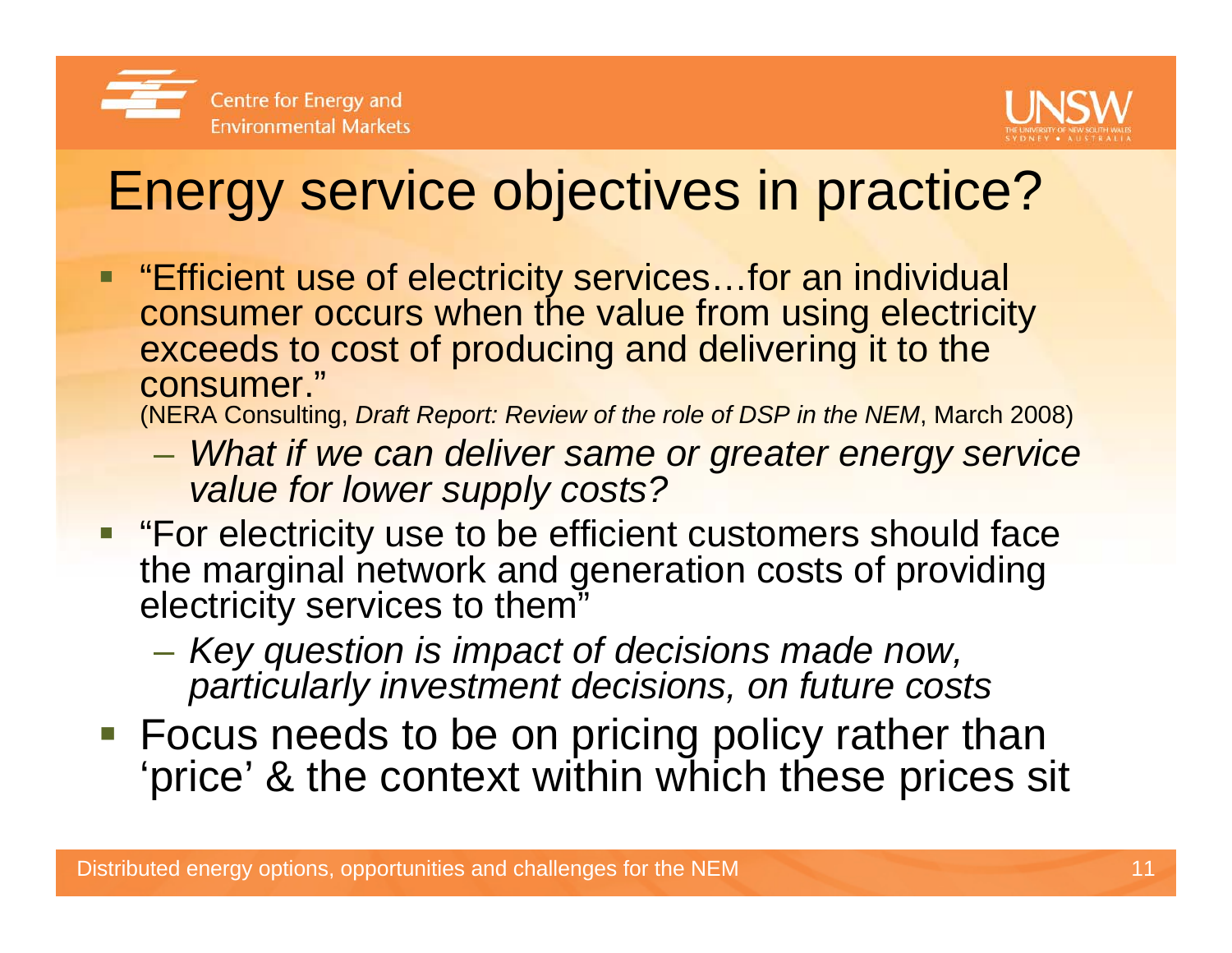# Energy service objectives in practice?

- "Efficient use of electricity services…for an individual consumer occurs when the value from using electricity exceeds to cost of producing and delivering it to the consumer."
  (NERA Consulting, *Draft Report: Review of the role of DSP in the NEM*, March 2008)
  - *What if we can deliver same or greater energy service value for lower supply costs?*
- "For electricity use to be efficient customers should face the marginal network and generation costs of providing electricity services to them"
  - *Key question is impact of decisions made now, particularly investment decisions, on future costs*
- Focus needs to be on pricing policy rather than 'price' & the context within which these prices sit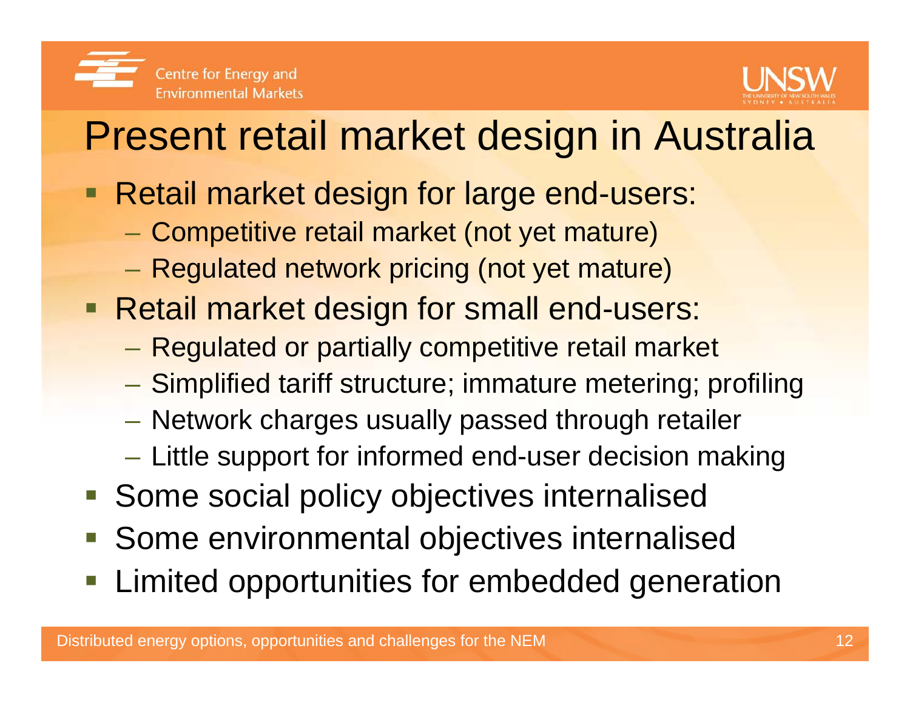# Present retail market design in Australia

- Retail market design for large end-users:
  - Competitive retail market (not yet mature)
  - Regulated network pricing (not yet mature)
- Retail market design for small end-users:
  - Regulated or partially competitive retail market
  - Simplified tariff structure; immature metering; profiling
  - Network charges usually passed through retailer
  - Little support for informed end-user decision making
- Some social policy objectives internalised
- Some environmental objectives internalised
- Limited opportunities for embedded generation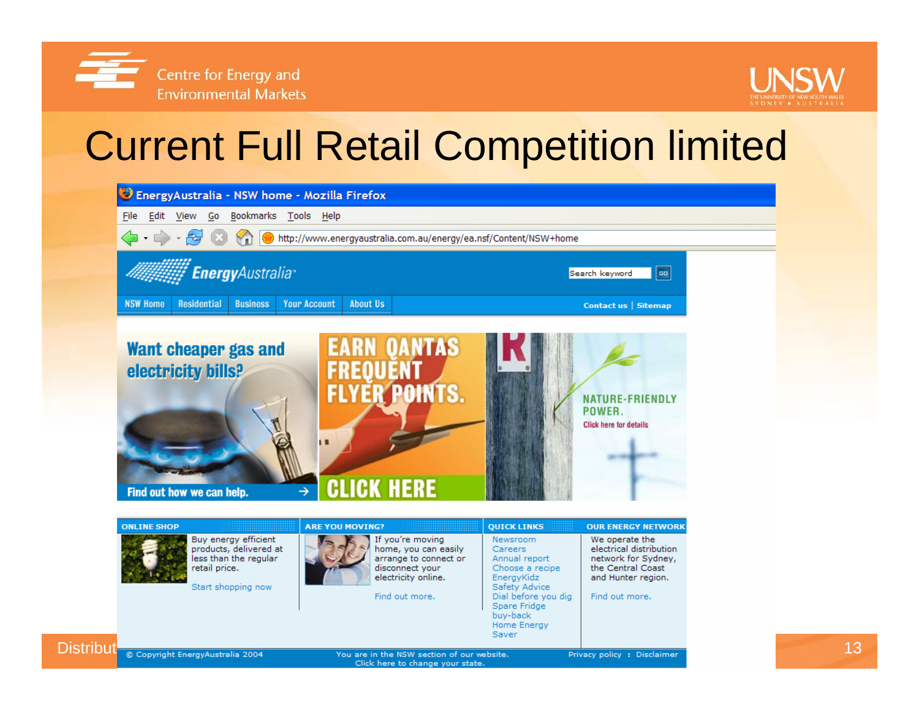# Current Full Retail Competition limited

EnergyAustralia - NSW home - Mozilla Firefox

File Edit View Go Bookmarks Tools Help

http://www.energyaustralia.com.au/energy/ea.nsf/Content/NSW+home

EnergyAustralia

Search keyword GO

NSW Home | Residential | Business | Your Account | About Us

Contact us | Sitemap

Want cheaper gas and electricity bills?

Find out how we can help.

EARN QANTAS FREQUENT FLYER POINTS.

CLICK HERE

NATURE-FRIENDLY POWER.

Click here for details

**ONLINE SHOP**

Buy energy efficient products, delivered at less than the regular retail price.

Start shopping now

**ARE YOU MOVING?**

If you're moving home, you can easily arrange to connect or disconnect your electricity online.

Find out more.

**QUICK LINKS**

- Newsroom
- Careers
- Annual report
- Choose a recipe
- EnergyKidz
- Safety Advice
- Dial before you dig
- Spare Fridge buy-back
- Home Energy Saver

**OUR ENERGY NETWORK**

We operate the electrical distribution network for Sydney, the Central Coast and Hunter region.

Find out more.

© Copyright EnergyAustralia 2004

You are in the NSW section of our website. Click here to change your state.

Privacy policy : Disclaimer

Distribut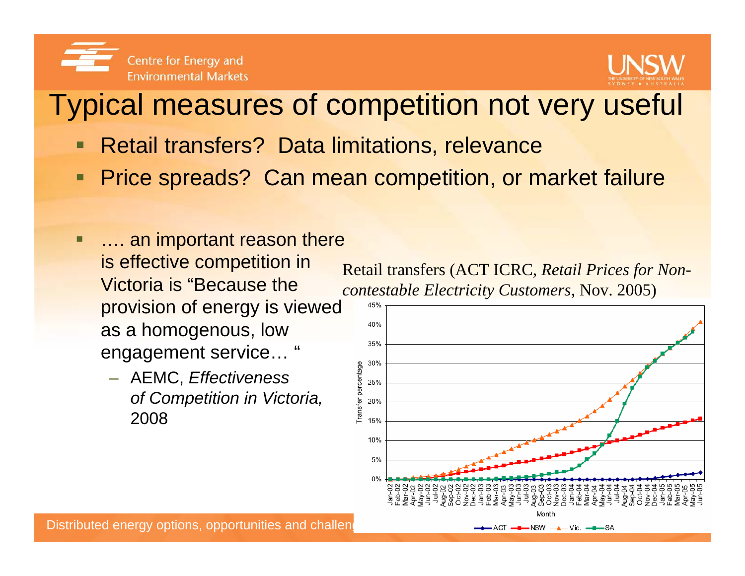# Typical measures of competition not very useful

- Retail transfers? Data limitations, relevance
- Price spreads? Can mean competition, or market failure
- …. an important reason there is effective competition in Victoria is "Because the provision of energy is viewed as a homogenous, low engagement service… "
  - AEMC, *Effectiveness of Competition in Victoria,* 2008

Retail transfers (ACT ICRC, *Retail Prices for Non-contestable Electricity Customers*, Nov. 2005)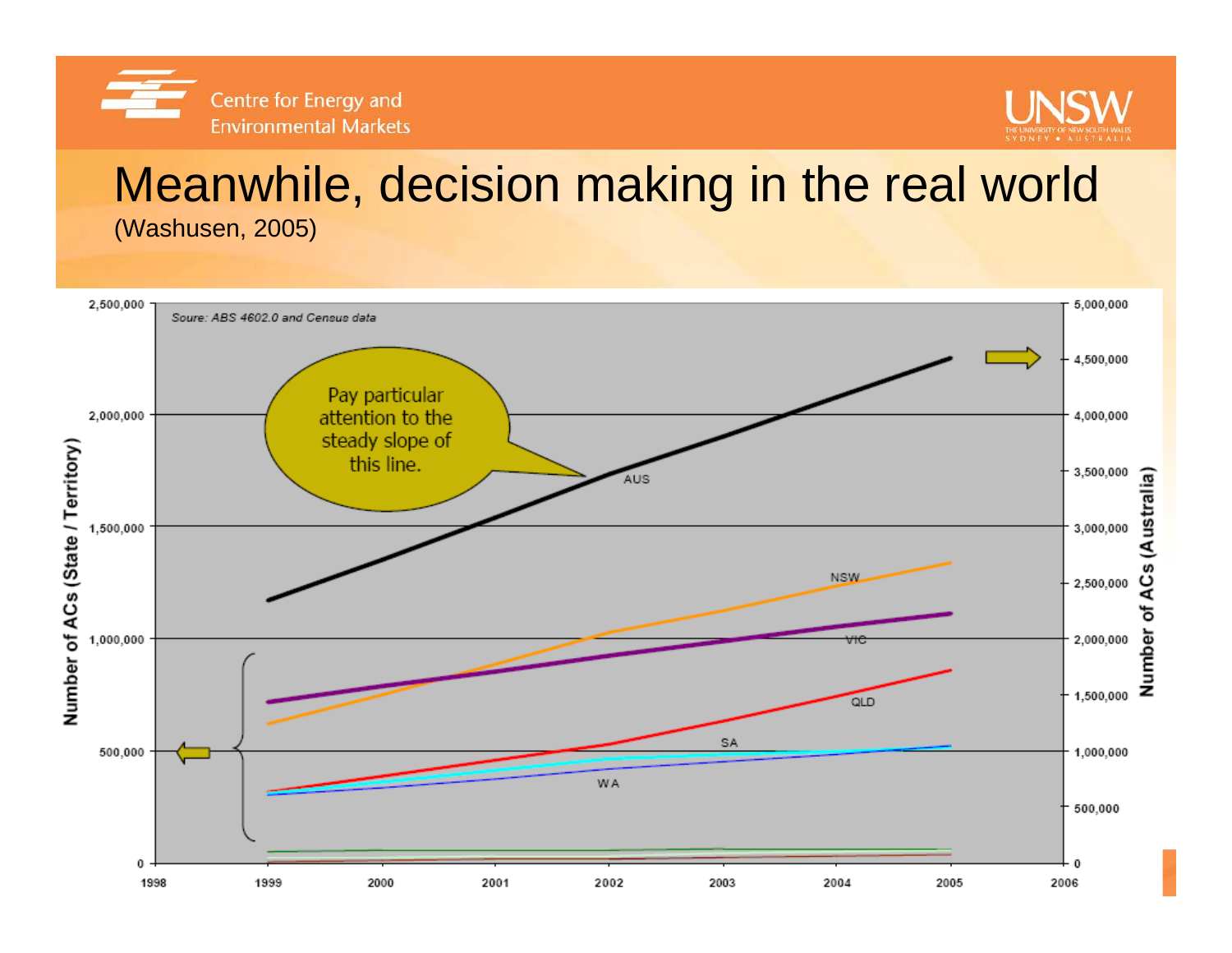# Meanwhile, decision making in the real world

(Washusen, 2005)

Soure: ABS 4602.0 and Census data

Pay particular attention to the steady slope of this line.

Number of ACs (State / Territory)

Number of ACs (Australia)

AUS, NSW, VIC, QLD, SA, WA

1998, 1999, 2000, 2001, 2002, 2003, 2004, 2005, 2006

0, 500,000, 1,000,000, 1,500,000, 2,000,000, 2,500,000

0, 500,000, 1,000,000, 1,500,000, 2,000,000, 2,500,000, 3,000,000, 3,500,000, 4,000,000, 4,500,000, 5,000,000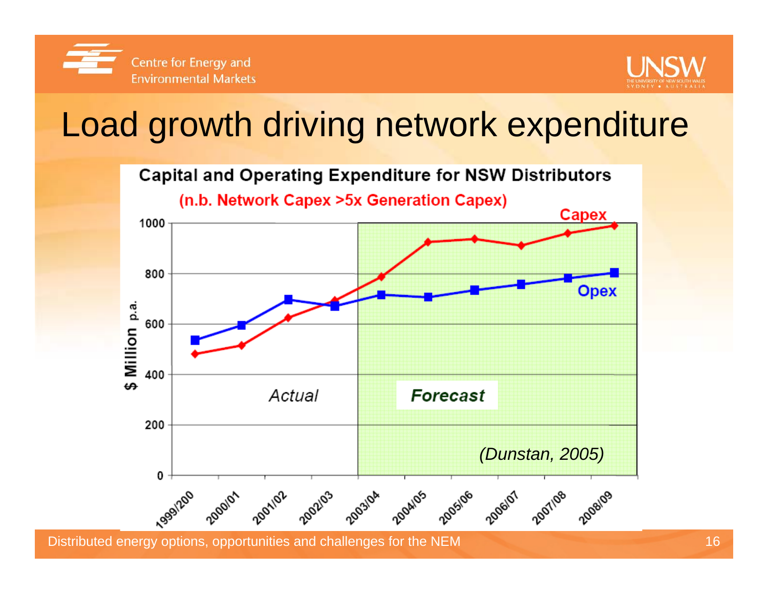# Load growth driving network expenditure

**Capital and Operating Expenditure for NSW Distributors**

(n.b. Network Capex >5x Generation Capex)

Capex

Opex

$ Million p.a.

1000
800
600
400
200
0

*Actual*

***Forecast***

*(Dunstan, 2005)*

1999/200, 2000/01, 2001/02, 2002/03, 2003/04, 2004/05, 2005/06, 2006/07, 2007/08, 2008/09

Distributed energy options, opportunities and challenges for the NEM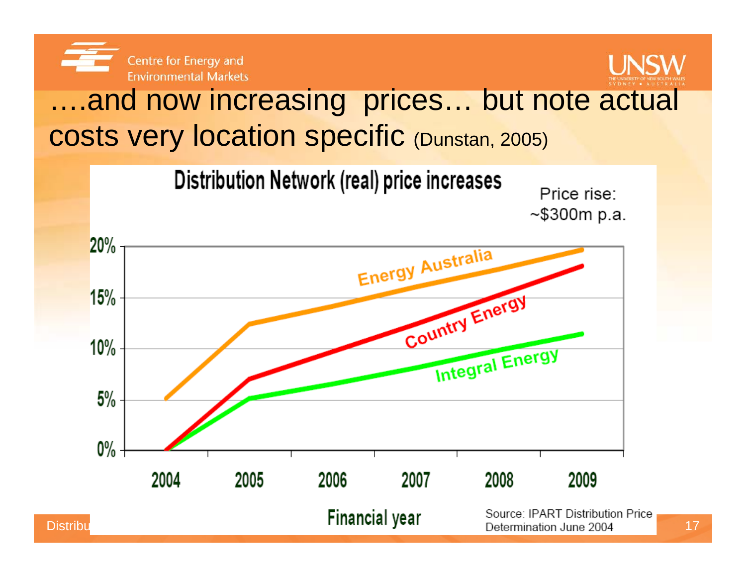# ….and now increasing prices… but note actual costs very location specific (Dunstan, 2005)

**Distribution Network (real) price increases**

Price rise: ~$300m p.a.

| Financial year | 2004 | 2005 | 2006 | 2007 | 2008 | 2009 |
|---|---|---|---|---|---|---|
| Energy Australia | 5% | 12.5% | | | | 20% |
| Country Energy | 0% | 7% | | | | 18% |
| Integral Energy | 0% | 5% | | | | 11.5% |

Source: IPART Distribution Price Determination June 2004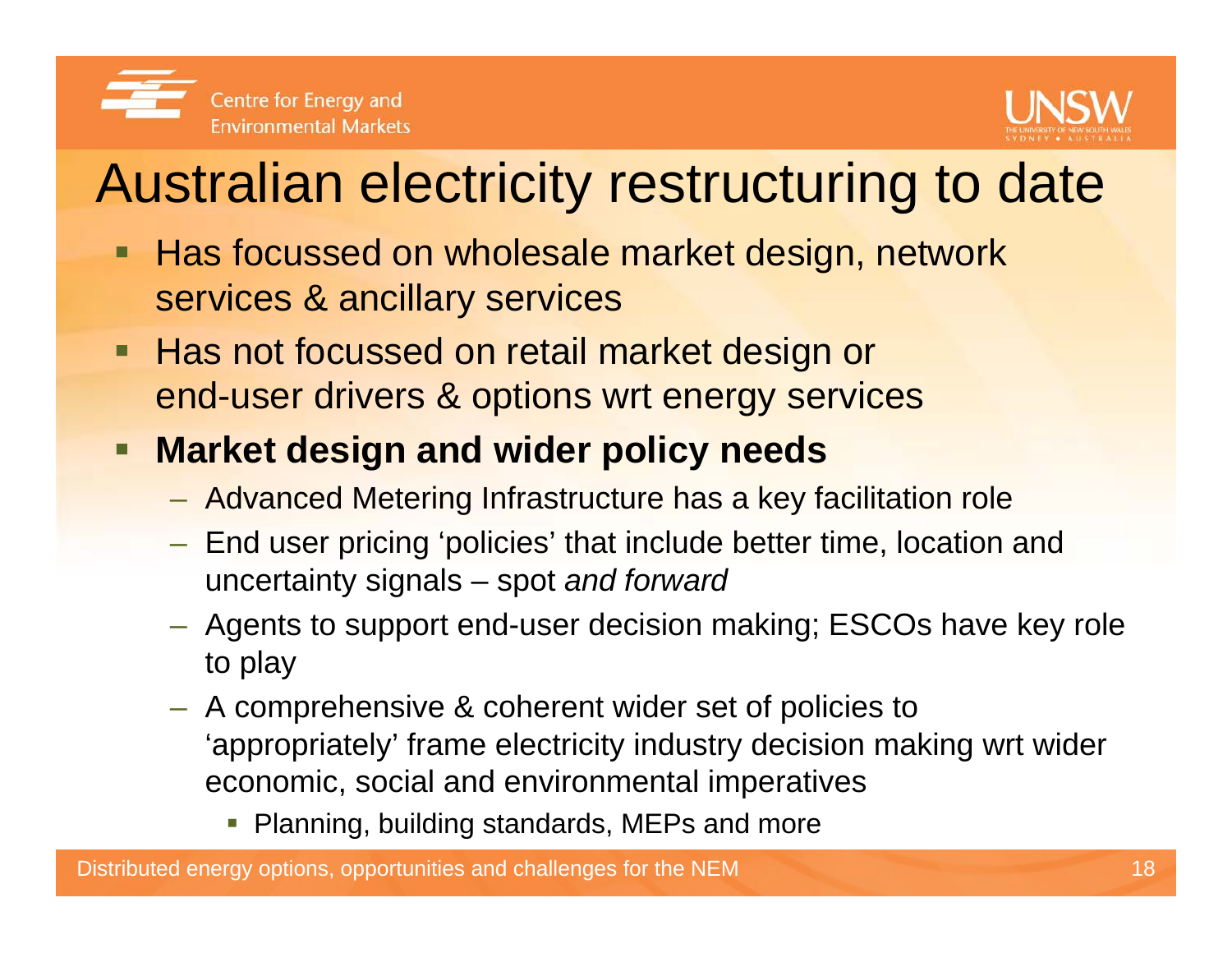# Australian electricity restructuring to date

- Has focussed on wholesale market design, network services & ancillary services
- Has not focussed on retail market design or end-user drivers & options wrt energy services
- **Market design and wider policy needs**
  - Advanced Metering Infrastructure has a key facilitation role
  - End user pricing 'policies' that include better time, location and uncertainty signals – spot *and forward*
  - Agents to support end-user decision making; ESCOs have key role to play
  - A comprehensive & coherent wider set of policies to 'appropriately' frame electricity industry decision making wrt wider economic, social and environmental imperatives
    - Planning, building standards, MEPs and more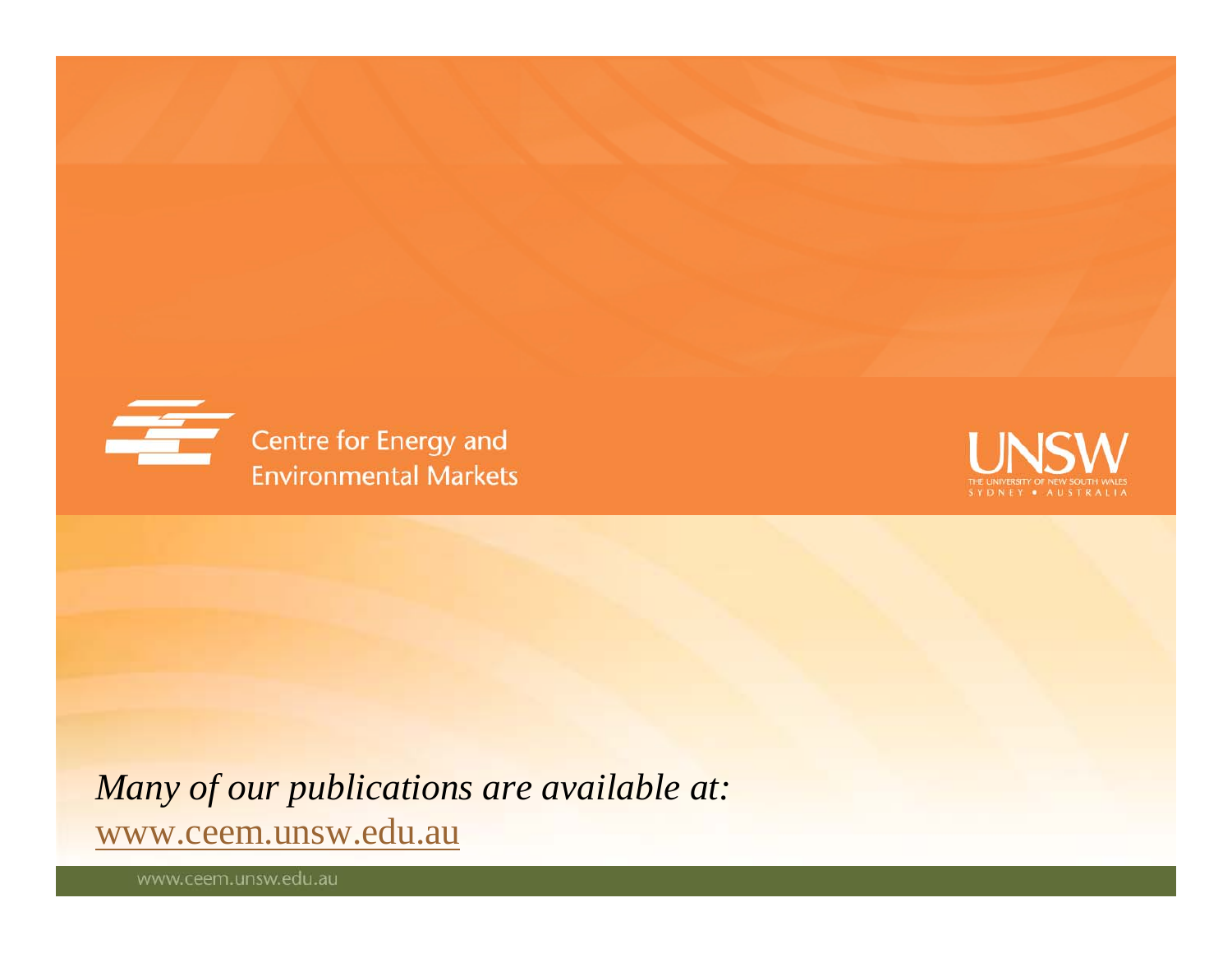Centre for Energy and Environmental Markets

UNSW
THE UNIVERSITY OF NEW SOUTH WALES
SYDNEY • AUSTRALIA

*Many of our publications are available at:*
[www.ceem.unsw.edu.au](http://www.ceem.unsw.edu.au)